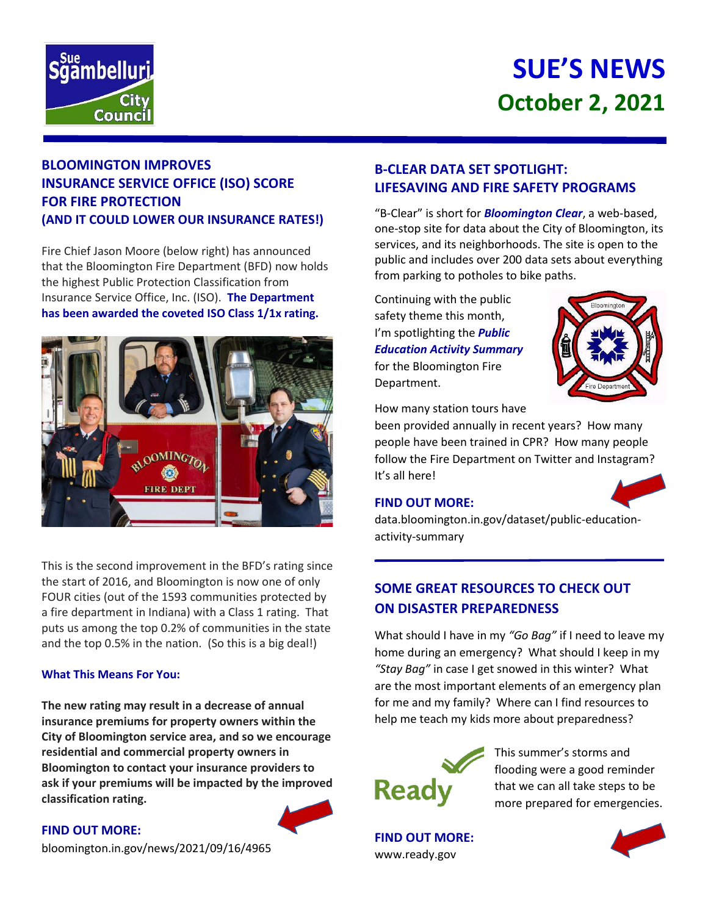# SUE'S NEWS
## October 2, 2021

## BLOOMINGTON IMPROVES INSURANCE SERVICE OFFICE (ISO) SCORE FOR FIRE PROTECTION (AND IT COULD LOWER OUR INSURANCE RATES!)

Fire Chief Jason Moore (below right) has announced that the Bloomington Fire Department (BFD) now holds the highest Public Protection Classification from Insurance Service Office, Inc. (ISO). **The Department has been awarded the coveted ISO Class 1/1x rating.**

This is the second improvement in the BFD's rating since the start of 2016, and Bloomington is now one of only FOUR cities (out of the 1593 communities protected by a fire department in Indiana) with a Class 1 rating. That puts us among the top 0.2% of communities in the state and the top 0.5% in the nation. (So this is a big deal!)

### What This Means For You:

**The new rating may result in a decrease of annual insurance premiums for property owners within the City of Bloomington service area, and so we encourage residential and commercial property owners in Bloomington to contact your insurance providers to ask if your premiums will be impacted by the improved classification rating.**

**FIND OUT MORE:**
bloomington.in.gov/news/2021/09/16/4965

## B-CLEAR DATA SET SPOTLIGHT: LIFESAVING AND FIRE SAFETY PROGRAMS

"B-Clear" is short for ***Bloomington Clear***, a web-based, one-stop site for data about the City of Bloomington, its services, and its neighborhoods. The site is open to the public and includes over 200 data sets about everything from parking to potholes to bike paths.

Continuing with the public safety theme this month, I'm spotlighting the ***Public Education Activity Summary*** for the Bloomington Fire Department.

How many station tours have been provided annually in recent years? How many people have been trained in CPR? How many people follow the Fire Department on Twitter and Instagram? It's all here!

**FIND OUT MORE:**
data.bloomington.in.gov/dataset/public-education-activity-summary

## SOME GREAT RESOURCES TO CHECK OUT ON DISASTER PREPAREDNESS

What should I have in my *"Go Bag"* if I need to leave my home during an emergency? What should I keep in my *"Stay Bag"* in case I get snowed in this winter? What are the most important elements of an emergency plan for me and my family? Where can I find resources to help me teach my kids more about preparedness?

This summer's storms and flooding were a good reminder that we can all take steps to be more prepared for emergencies.

**FIND OUT MORE:**
www.ready.gov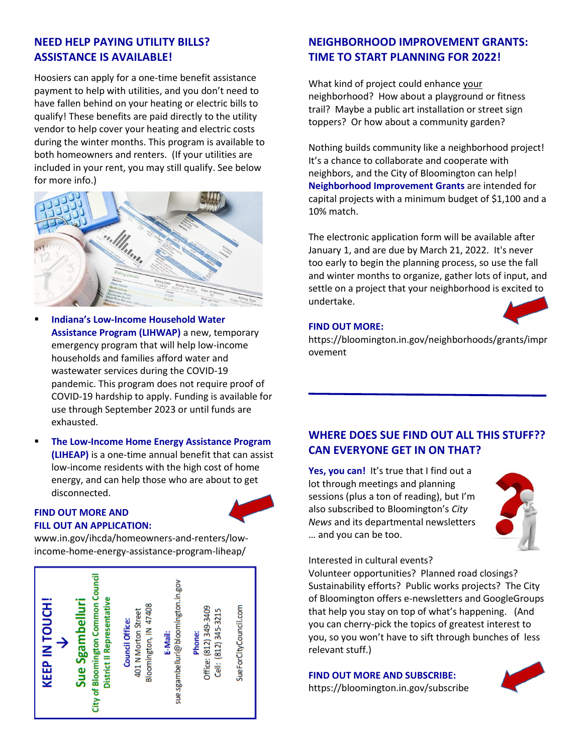## NEED HELP PAYING UTILITY BILLS? ASSISTANCE IS AVAILABLE!

Hoosiers can apply for a one-time benefit assistance payment to help with utilities, and you don't need to have fallen behind on your heating or electric bills to qualify! These benefits are paid directly to the utility vendor to help cover your heating and electric costs during the winter months. This program is available to both homeowners and renters. (If your utilities are included in your rent, you may still qualify. See below for more info.)

- **Indiana's Low-Income Household Water Assistance Program (LIHWAP)** a new, temporary emergency program that will help low-income households and families afford water and wastewater services during the COVID-19 pandemic. This program does not require proof of COVID-19 hardship to apply. Funding is available for use through September 2023 or until funds are exhausted.
- **The Low-Income Home Energy Assistance Program (LIHEAP)** is a one-time annual benefit that can assist low-income residents with the high cost of home energy, and can help those who are about to get disconnected.

**FIND OUT MORE AND FILL OUT AN APPLICATION:**
www.in.gov/ihcda/homeowners-and-renters/low-income-home-energy-assistance-program-liheap/

**KEEP IN TOUCH!** →

**Sue Sgambelluri**
**City of Bloomington Common Council**
**District II Representative**

**Council Office:**
401 N Morton Street
Bloomington, IN 47408

**E-Mail:**
sue.sgambelluri@bloomington.in.gov

**Phone:**
Office: (812) 349-3409
Cell: (812) 345-3215

SueForCityCouncil.com

## NEIGHBORHOOD IMPROVEMENT GRANTS: TIME TO START PLANNING FOR 2022!

What kind of project could enhance your neighborhood? How about a playground or fitness trail? Maybe a public art installation or street sign toppers? Or how about a community garden?

Nothing builds community like a neighborhood project! It's a chance to collaborate and cooperate with neighbors, and the City of Bloomington can help! **Neighborhood Improvement Grants** are intended for capital projects with a minimum budget of $1,100 and a 10% match.

The electronic application form will be available after January 1, and are due by March 21, 2022. It's never too early to begin the planning process, so use the fall and winter months to organize, gather lots of input, and settle on a project that your neighborhood is excited to undertake.

**FIND OUT MORE:**
https://bloomington.in.gov/neighborhoods/grants/improvement

## WHERE DOES SUE FIND OUT ALL THIS STUFF?? CAN EVERYONE GET IN ON THAT?

**Yes, you can!** It's true that I find out a lot through meetings and planning sessions (plus a ton of reading), but I'm also subscribed to Bloomington's *City News* and its departmental newsletters … and you can be too.

Interested in cultural events? Volunteer opportunities? Planned road closings? Sustainability efforts? Public works projects? The City of Bloomington offers e-newsletters and GoogleGroups that help you stay on top of what's happening. (And you can cherry-pick the topics of greatest interest to you, so you won't have to sift through bunches of less relevant stuff.)

**FIND OUT MORE AND SUBSCRIBE:**
https://bloomington.in.gov/subscribe